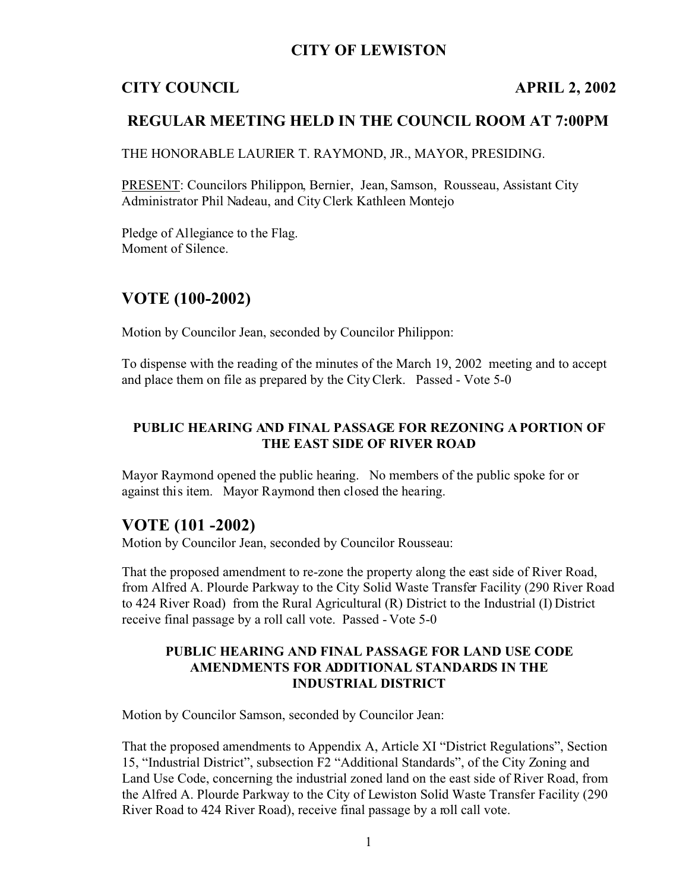# CITY OF LEWISTON

**CITY COUNCIL** **APRIL 2, 2002**

## REGULAR MEETING HELD IN THE COUNCIL ROOM AT 7:00PM

THE HONORABLE LAURIER T. RAYMOND, JR., MAYOR, PRESIDING.

PRESENT: Councilors Philippon, Bernier, Jean, Samson, Rousseau, Assistant City Administrator Phil Nadeau, and City Clerk Kathleen Montejo

Pledge of Allegiance to the Flag.
Moment of Silence.

## VOTE (100-2002)

Motion by Councilor Jean, seconded by Councilor Philippon:

To dispense with the reading of the minutes of the March 19, 2002 meeting and to accept and place them on file as prepared by the City Clerk. Passed - Vote 5-0

### PUBLIC HEARING AND FINAL PASSAGE FOR REZONING A PORTION OF THE EAST SIDE OF RIVER ROAD

Mayor Raymond opened the public hearing. No members of the public spoke for or against this item. Mayor Raymond then closed the hearing.

## VOTE (101 -2002)

Motion by Councilor Jean, seconded by Councilor Rousseau:

That the proposed amendment to re-zone the property along the east side of River Road, from Alfred A. Plourde Parkway to the City Solid Waste Transfer Facility (290 River Road to 424 River Road) from the Rural Agricultural (R) District to the Industrial (I) District receive final passage by a roll call vote. Passed - Vote 5-0

### PUBLIC HEARING AND FINAL PASSAGE FOR LAND USE CODE AMENDMENTS FOR ADDITIONAL STANDARDS IN THE INDUSTRIAL DISTRICT

Motion by Councilor Samson, seconded by Councilor Jean:

That the proposed amendments to Appendix A, Article XI "District Regulations", Section 15, "Industrial District", subsection F2 "Additional Standards", of the City Zoning and Land Use Code, concerning the industrial zoned land on the east side of River Road, from the Alfred A. Plourde Parkway to the City of Lewiston Solid Waste Transfer Facility (290 River Road to 424 River Road), receive final passage by a roll call vote.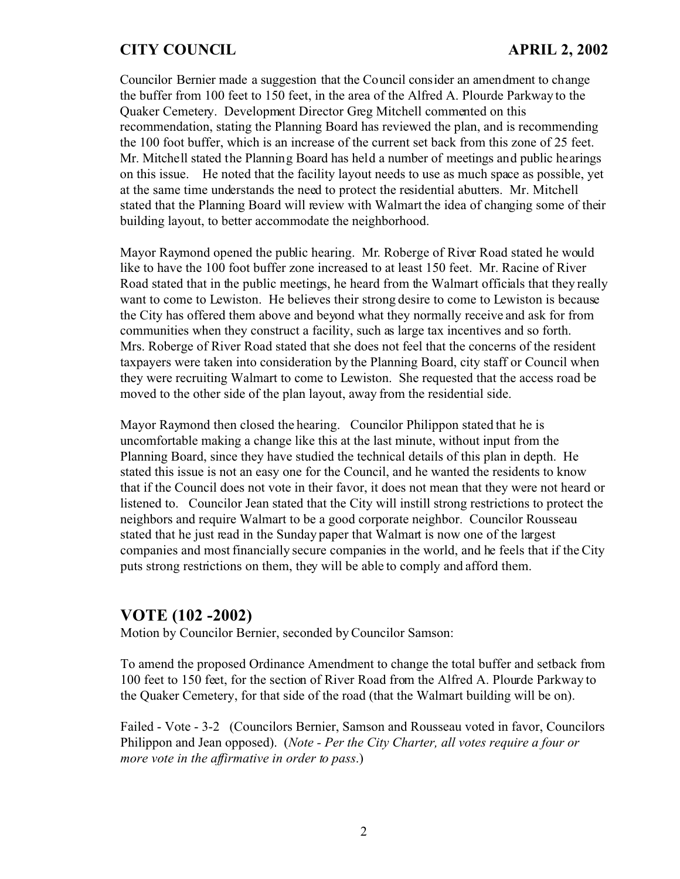Councilor Bernier made a suggestion that the Council consider an amendment to change the buffer from 100 feet to 150 feet, in the area of the Alfred A. Plourde Parkway to the Quaker Cemetery. Development Director Greg Mitchell commented on this recommendation, stating the Planning Board has reviewed the plan, and is recommending the 100 foot buffer, which is an increase of the current set back from this zone of 25 feet. Mr. Mitchell stated the Planning Board has held a number of meetings and public hearings on this issue. He noted that the facility layout needs to use as much space as possible, yet at the same time understands the need to protect the residential abutters. Mr. Mitchell stated that the Planning Board will review with Walmart the idea of changing some of their building layout, to better accommodate the neighborhood.

Mayor Raymond opened the public hearing. Mr. Roberge of River Road stated he would like to have the 100 foot buffer zone increased to at least 150 feet. Mr. Racine of River Road stated that in the public meetings, he heard from the Walmart officials that they really want to come to Lewiston. He believes their strong desire to come to Lewiston is because the City has offered them above and beyond what they normally receive and ask for from communities when they construct a facility, such as large tax incentives and so forth. Mrs. Roberge of River Road stated that she does not feel that the concerns of the resident taxpayers were taken into consideration by the Planning Board, city staff or Council when they were recruiting Walmart to come to Lewiston. She requested that the access road be moved to the other side of the plan layout, away from the residential side.

Mayor Raymond then closed the hearing. Councilor Philippon stated that he is uncomfortable making a change like this at the last minute, without input from the Planning Board, since they have studied the technical details of this plan in depth. He stated this issue is not an easy one for the Council, and he wanted the residents to know that if the Council does not vote in their favor, it does not mean that they were not heard or listened to. Councilor Jean stated that the City will instill strong restrictions to protect the neighbors and require Walmart to be a good corporate neighbor. Councilor Rousseau stated that he just read in the Sunday paper that Walmart is now one of the largest companies and most financially secure companies in the world, and he feels that if the City puts strong restrictions on them, they will be able to comply and afford them.

## VOTE (102 -2002)

Motion by Councilor Bernier, seconded by Councilor Samson:

To amend the proposed Ordinance Amendment to change the total buffer and setback from 100 feet to 150 feet, for the section of River Road from the Alfred A. Plourde Parkway to the Quaker Cemetery, for that side of the road (that the Walmart building will be on).

Failed - Vote - 3-2 (Councilors Bernier, Samson and Rousseau voted in favor, Councilors Philippon and Jean opposed). (*Note - Per the City Charter, all votes require a four or more vote in the affirmative in order to pass.*)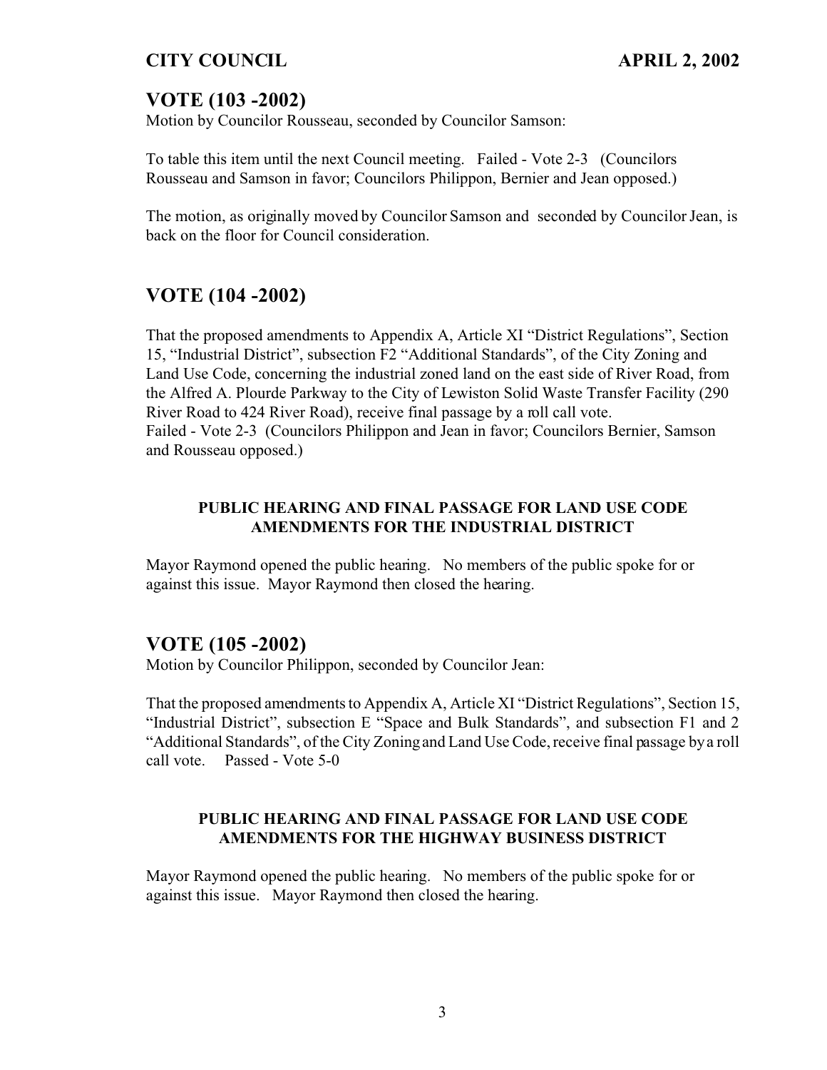## VOTE (103 -2002)

Motion by Councilor Rousseau, seconded by Councilor Samson:

To table this item until the next Council meeting. Failed - Vote 2-3 (Councilors Rousseau and Samson in favor; Councilors Philippon, Bernier and Jean opposed.)

The motion, as originally moved by Councilor Samson and seconded by Councilor Jean, is back on the floor for Council consideration.

## VOTE (104 -2002)

That the proposed amendments to Appendix A, Article XI "District Regulations", Section 15, "Industrial District", subsection F2 "Additional Standards", of the City Zoning and Land Use Code, concerning the industrial zoned land on the east side of River Road, from the Alfred A. Plourde Parkway to the City of Lewiston Solid Waste Transfer Facility (290 River Road to 424 River Road), receive final passage by a roll call vote.
Failed - Vote 2-3 (Councilors Philippon and Jean in favor; Councilors Bernier, Samson and Rousseau opposed.)

**PUBLIC HEARING AND FINAL PASSAGE FOR LAND USE CODE AMENDMENTS FOR THE INDUSTRIAL DISTRICT**

Mayor Raymond opened the public hearing. No members of the public spoke for or against this issue. Mayor Raymond then closed the hearing.

## VOTE (105 -2002)

Motion by Councilor Philippon, seconded by Councilor Jean:

That the proposed amendments to Appendix A, Article XI "District Regulations", Section 15, "Industrial District", subsection E "Space and Bulk Standards", and subsection F1 and 2 "Additional Standards", of the City Zoning and Land Use Code, receive final passage by a roll call vote. Passed - Vote 5-0

**PUBLIC HEARING AND FINAL PASSAGE FOR LAND USE CODE AMENDMENTS FOR THE HIGHWAY BUSINESS DISTRICT**

Mayor Raymond opened the public hearing. No members of the public spoke for or against this issue. Mayor Raymond then closed the hearing.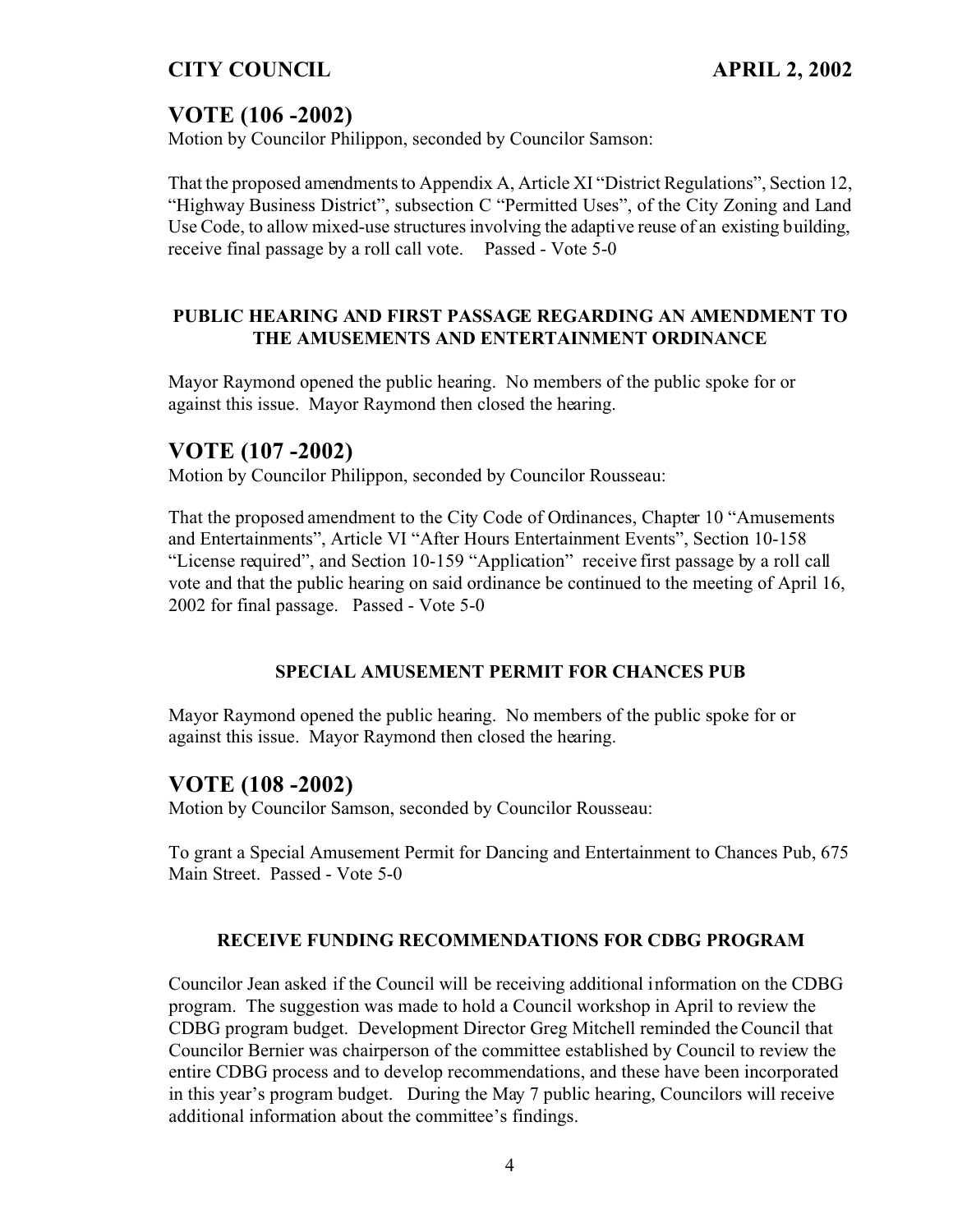## VOTE (106 -2002)

Motion by Councilor Philippon, seconded by Councilor Samson:

That the proposed amendments to Appendix A, Article XI "District Regulations", Section 12, "Highway Business District", subsection C "Permitted Uses", of the City Zoning and Land Use Code, to allow mixed-use structures involving the adaptive reuse of an existing building, receive final passage by a roll call vote. Passed - Vote 5-0

### PUBLIC HEARING AND FIRST PASSAGE REGARDING AN AMENDMENT TO THE AMUSEMENTS AND ENTERTAINMENT ORDINANCE

Mayor Raymond opened the public hearing. No members of the public spoke for or against this issue. Mayor Raymond then closed the hearing.

## VOTE (107 -2002)

Motion by Councilor Philippon, seconded by Councilor Rousseau:

That the proposed amendment to the City Code of Ordinances, Chapter 10 "Amusements and Entertainments", Article VI "After Hours Entertainment Events", Section 10-158 "License required", and Section 10-159 "Application" receive first passage by a roll call vote and that the public hearing on said ordinance be continued to the meeting of April 16, 2002 for final passage. Passed - Vote 5-0

### SPECIAL AMUSEMENT PERMIT FOR CHANCES PUB

Mayor Raymond opened the public hearing. No members of the public spoke for or against this issue. Mayor Raymond then closed the hearing.

## VOTE (108 -2002)

Motion by Councilor Samson, seconded by Councilor Rousseau:

To grant a Special Amusement Permit for Dancing and Entertainment to Chances Pub, 675 Main Street. Passed - Vote 5-0

### RECEIVE FUNDING RECOMMENDATIONS FOR CDBG PROGRAM

Councilor Jean asked if the Council will be receiving additional information on the CDBG program. The suggestion was made to hold a Council workshop in April to review the CDBG program budget. Development Director Greg Mitchell reminded the Council that Councilor Bernier was chairperson of the committee established by Council to review the entire CDBG process and to develop recommendations, and these have been incorporated in this year's program budget. During the May 7 public hearing, Councilors will receive additional information about the committee's findings.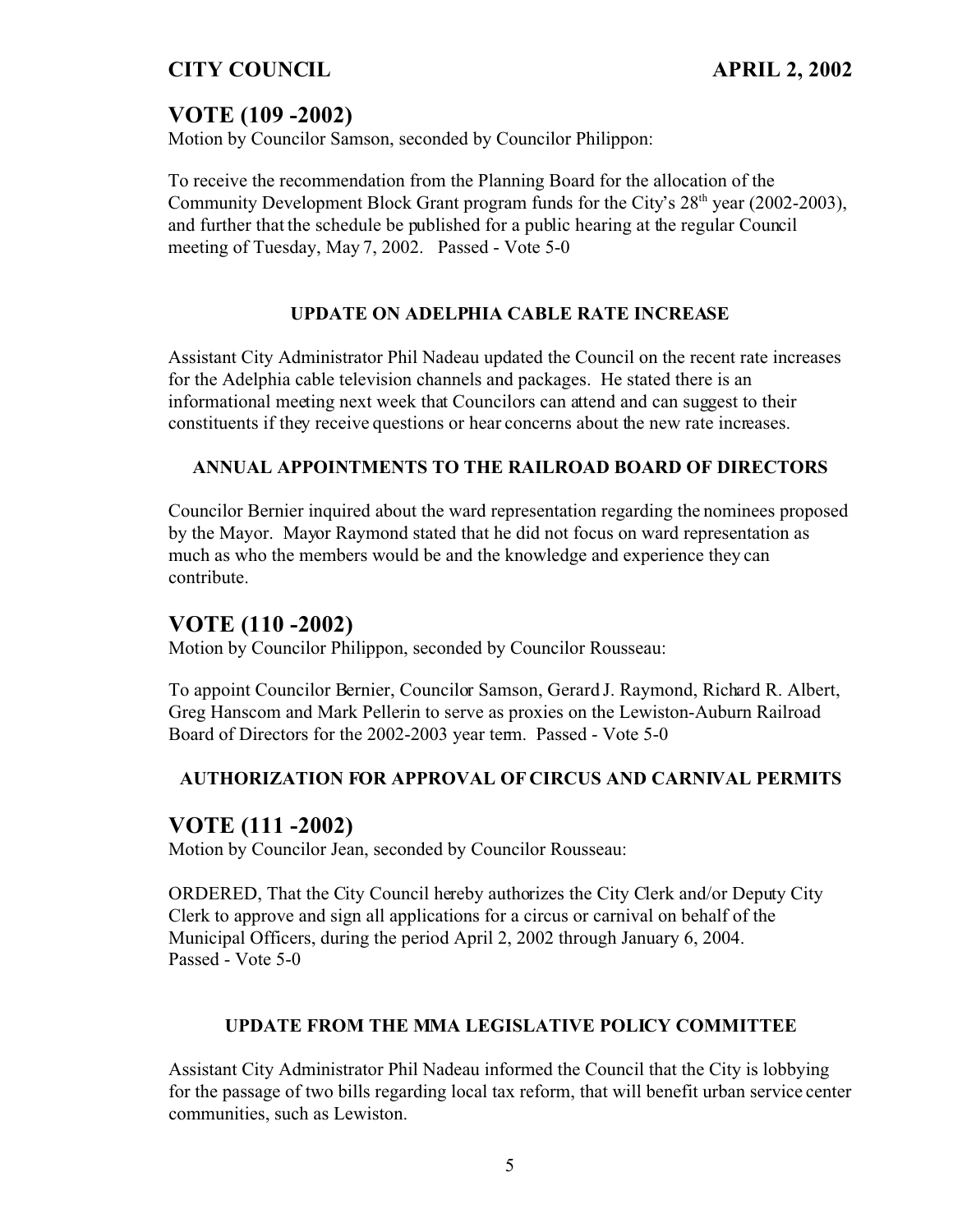## VOTE (109 -2002)

Motion by Councilor Samson, seconded by Councilor Philippon:

To receive the recommendation from the Planning Board for the allocation of the Community Development Block Grant program funds for the City's 28th year (2002-2003), and further that the schedule be published for a public hearing at the regular Council meeting of Tuesday, May 7, 2002. Passed - Vote 5-0

#### UPDATE ON ADELPHIA CABLE RATE INCREASE

Assistant City Administrator Phil Nadeau updated the Council on the recent rate increases for the Adelphia cable television channels and packages. He stated there is an informational meeting next week that Councilors can attend and can suggest to their constituents if they receive questions or hear concerns about the new rate increases.

#### ANNUAL APPOINTMENTS TO THE RAILROAD BOARD OF DIRECTORS

Councilor Bernier inquired about the ward representation regarding the nominees proposed by the Mayor. Mayor Raymond stated that he did not focus on ward representation as much as who the members would be and the knowledge and experience they can contribute.

## VOTE (110 -2002)

Motion by Councilor Philippon, seconded by Councilor Rousseau:

To appoint Councilor Bernier, Councilor Samson, Gerard J. Raymond, Richard R. Albert, Greg Hanscom and Mark Pellerin to serve as proxies on the Lewiston-Auburn Railroad Board of Directors for the 2002-2003 year term. Passed - Vote 5-0

#### AUTHORIZATION FOR APPROVAL OF CIRCUS AND CARNIVAL PERMITS

## VOTE (111 -2002)

Motion by Councilor Jean, seconded by Councilor Rousseau:

ORDERED, That the City Council hereby authorizes the City Clerk and/or Deputy City Clerk to approve and sign all applications for a circus or carnival on behalf of the Municipal Officers, during the period April 2, 2002 through January 6, 2004.
Passed - Vote 5-0

#### UPDATE FROM THE MMA LEGISLATIVE POLICY COMMITTEE

Assistant City Administrator Phil Nadeau informed the Council that the City is lobbying for the passage of two bills regarding local tax reform, that will benefit urban service center communities, such as Lewiston.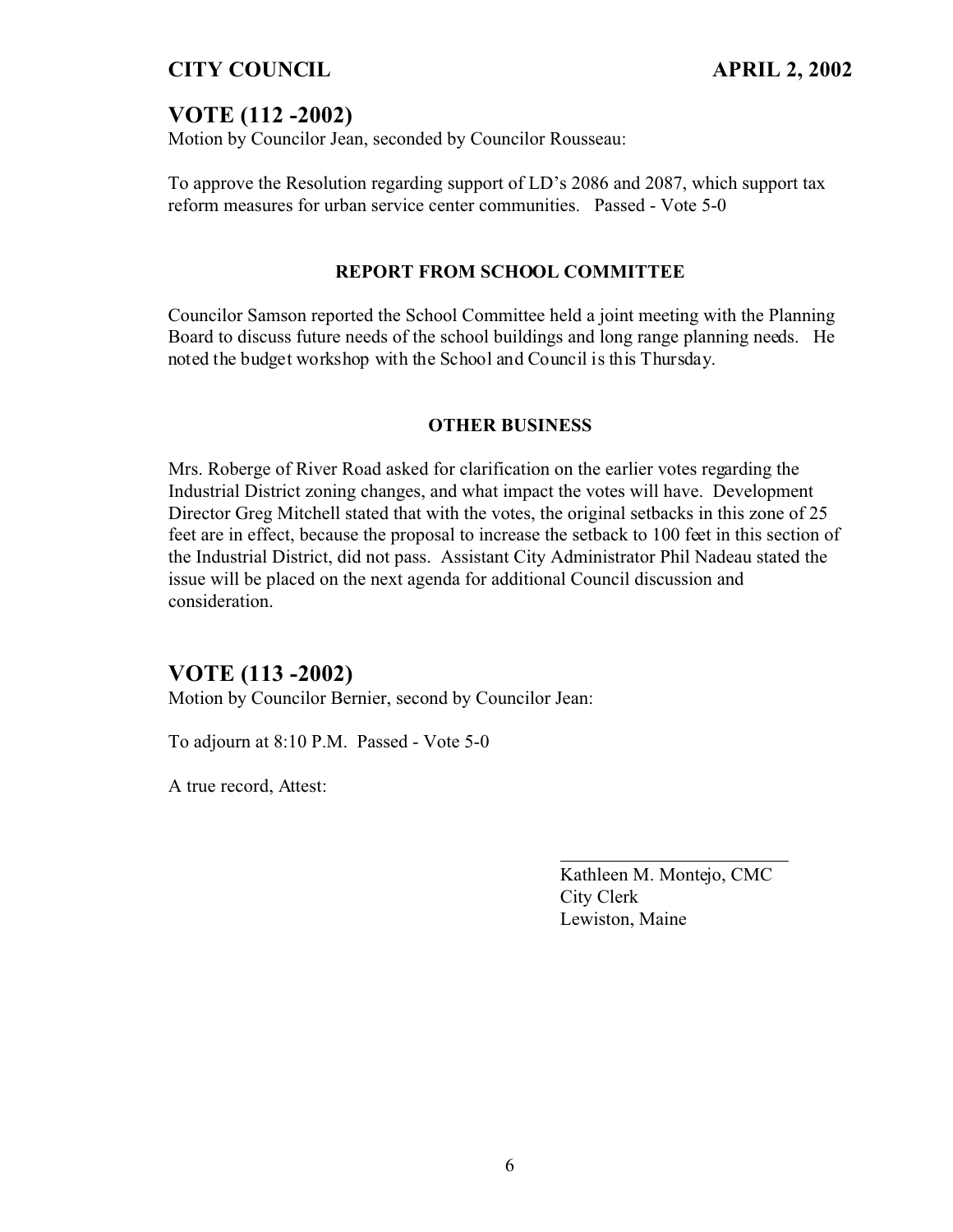## VOTE (112 -2002)

Motion by Councilor Jean, seconded by Councilor Rousseau:

To approve the Resolution regarding support of LD's 2086 and 2087, which support tax reform measures for urban service center communities. Passed - Vote 5-0

### REPORT FROM SCHOOL COMMITTEE

Councilor Samson reported the School Committee held a joint meeting with the Planning Board to discuss future needs of the school buildings and long range planning needs. He noted the budget workshop with the School and Council is this Thursday.

### OTHER BUSINESS

Mrs. Roberge of River Road asked for clarification on the earlier votes regarding the Industrial District zoning changes, and what impact the votes will have. Development Director Greg Mitchell stated that with the votes, the original setbacks in this zone of 25 feet are in effect, because the proposal to increase the setback to 100 feet in this section of the Industrial District, did not pass. Assistant City Administrator Phil Nadeau stated the issue will be placed on the next agenda for additional Council discussion and consideration.

## VOTE (113 -2002)

Motion by Councilor Bernier, second by Councilor Jean:

To adjourn at 8:10 P.M. Passed - Vote 5-0

A true record, Attest:

Kathleen M. Montejo, CMC
City Clerk
Lewiston, Maine